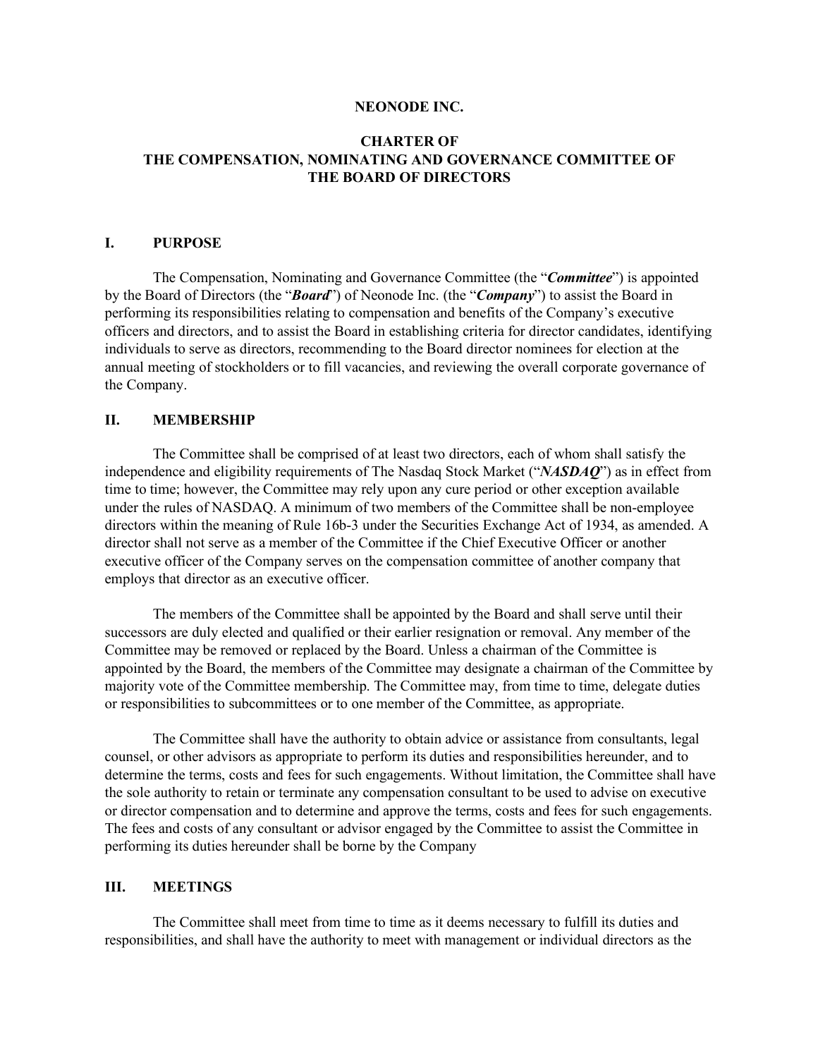**NEONODE INC.**

# CHARTER OF THE COMPENSATION, NOMINATING AND GOVERNANCE COMMITTEE OF THE BOARD OF DIRECTORS

## I. PURPOSE

The Compensation, Nominating and Governance Committee (the "***Committee***") is appointed by the Board of Directors (the "***Board***") of Neonode Inc. (the "***Company***") to assist the Board in performing its responsibilities relating to compensation and benefits of the Company's executive officers and directors, and to assist the Board in establishing criteria for director candidates, identifying individuals to serve as directors, recommending to the Board director nominees for election at the annual meeting of stockholders or to fill vacancies, and reviewing the overall corporate governance of the Company.

## II. MEMBERSHIP

The Committee shall be comprised of at least two directors, each of whom shall satisfy the independence and eligibility requirements of The Nasdaq Stock Market ("***NASDAQ***") as in effect from time to time; however, the Committee may rely upon any cure period or other exception available under the rules of NASDAQ. A minimum of two members of the Committee shall be non-employee directors within the meaning of Rule 16b-3 under the Securities Exchange Act of 1934, as amended. A director shall not serve as a member of the Committee if the Chief Executive Officer or another executive officer of the Company serves on the compensation committee of another company that employs that director as an executive officer.

The members of the Committee shall be appointed by the Board and shall serve until their successors are duly elected and qualified or their earlier resignation or removal. Any member of the Committee may be removed or replaced by the Board. Unless a chairman of the Committee is appointed by the Board, the members of the Committee may designate a chairman of the Committee by majority vote of the Committee membership. The Committee may, from time to time, delegate duties or responsibilities to subcommittees or to one member of the Committee, as appropriate.

The Committee shall have the authority to obtain advice or assistance from consultants, legal counsel, or other advisors as appropriate to perform its duties and responsibilities hereunder, and to determine the terms, costs and fees for such engagements. Without limitation, the Committee shall have the sole authority to retain or terminate any compensation consultant to be used to advise on executive or director compensation and to determine and approve the terms, costs and fees for such engagements. The fees and costs of any consultant or advisor engaged by the Committee to assist the Committee in performing its duties hereunder shall be borne by the Company

## III. MEETINGS

The Committee shall meet from time to time as it deems necessary to fulfill its duties and responsibilities, and shall have the authority to meet with management or individual directors as the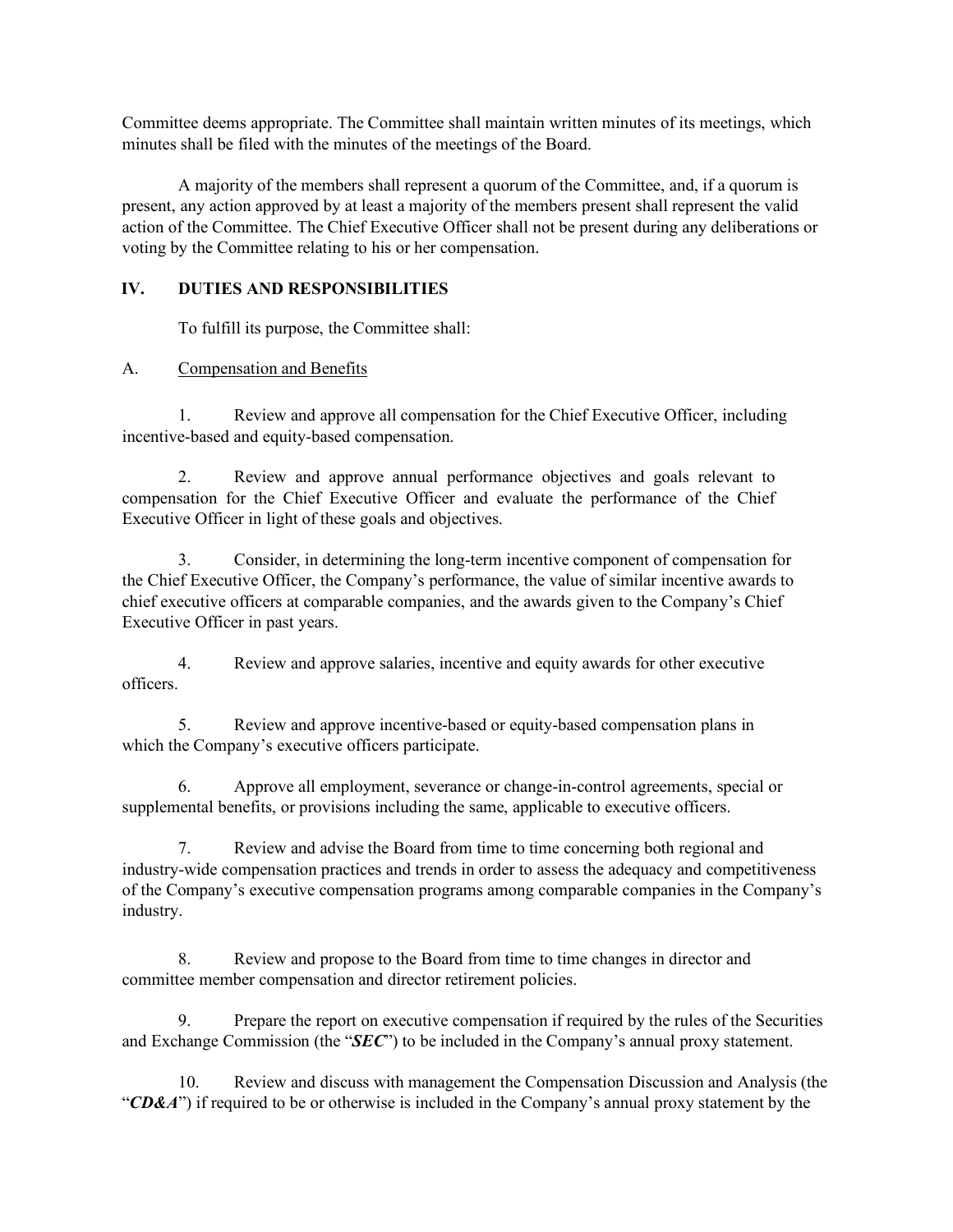Committee deems appropriate. The Committee shall maintain written minutes of its meetings, which minutes shall be filed with the minutes of the meetings of the Board.

A majority of the members shall represent a quorum of the Committee, and, if a quorum is present, any action approved by at least a majority of the members present shall represent the valid action of the Committee. The Chief Executive Officer shall not be present during any deliberations or voting by the Committee relating to his or her compensation.

## IV. DUTIES AND RESPONSIBILITIES

To fulfill its purpose, the Committee shall:

### A. Compensation and Benefits

1. Review and approve all compensation for the Chief Executive Officer, including incentive-based and equity-based compensation.

2. Review and approve annual performance objectives and goals relevant to compensation for the Chief Executive Officer and evaluate the performance of the Chief Executive Officer in light of these goals and objectives.

3. Consider, in determining the long-term incentive component of compensation for the Chief Executive Officer, the Company's performance, the value of similar incentive awards to chief executive officers at comparable companies, and the awards given to the Company's Chief Executive Officer in past years.

4. Review and approve salaries, incentive and equity awards for other executive officers.

5. Review and approve incentive-based or equity-based compensation plans in which the Company's executive officers participate.

6. Approve all employment, severance or change-in-control agreements, special or supplemental benefits, or provisions including the same, applicable to executive officers.

7. Review and advise the Board from time to time concerning both regional and industry-wide compensation practices and trends in order to assess the adequacy and competitiveness of the Company's executive compensation programs among comparable companies in the Company's industry.

8. Review and propose to the Board from time to time changes in director and committee member compensation and director retirement policies.

9. Prepare the report on executive compensation if required by the rules of the Securities and Exchange Commission (the "***SEC***") to be included in the Company's annual proxy statement.

10. Review and discuss with management the Compensation Discussion and Analysis (the "***CD&A***") if required to be or otherwise is included in the Company's annual proxy statement by the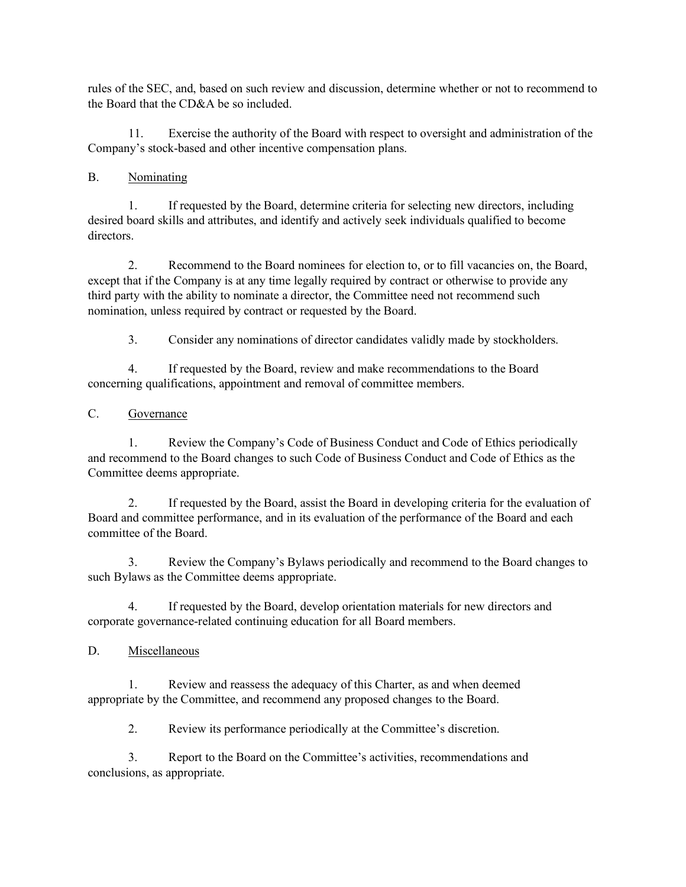rules of the SEC, and, based on such review and discussion, determine whether or not to recommend to the Board that the CD&A be so included.

11. Exercise the authority of the Board with respect to oversight and administration of the Company's stock-based and other incentive compensation plans.

B. Nominating

1. If requested by the Board, determine criteria for selecting new directors, including desired board skills and attributes, and identify and actively seek individuals qualified to become directors.

2. Recommend to the Board nominees for election to, or to fill vacancies on, the Board, except that if the Company is at any time legally required by contract or otherwise to provide any third party with the ability to nominate a director, the Committee need not recommend such nomination, unless required by contract or requested by the Board.

3. Consider any nominations of director candidates validly made by stockholders.

4. If requested by the Board, review and make recommendations to the Board concerning qualifications, appointment and removal of committee members.

C. Governance

1. Review the Company's Code of Business Conduct and Code of Ethics periodically and recommend to the Board changes to such Code of Business Conduct and Code of Ethics as the Committee deems appropriate.

2. If requested by the Board, assist the Board in developing criteria for the evaluation of Board and committee performance, and in its evaluation of the performance of the Board and each committee of the Board.

3. Review the Company's Bylaws periodically and recommend to the Board changes to such Bylaws as the Committee deems appropriate.

4. If requested by the Board, develop orientation materials for new directors and corporate governance-related continuing education for all Board members.

D. Miscellaneous

1. Review and reassess the adequacy of this Charter, as and when deemed appropriate by the Committee, and recommend any proposed changes to the Board.

2. Review its performance periodically at the Committee's discretion.

3. Report to the Board on the Committee's activities, recommendations and conclusions, as appropriate.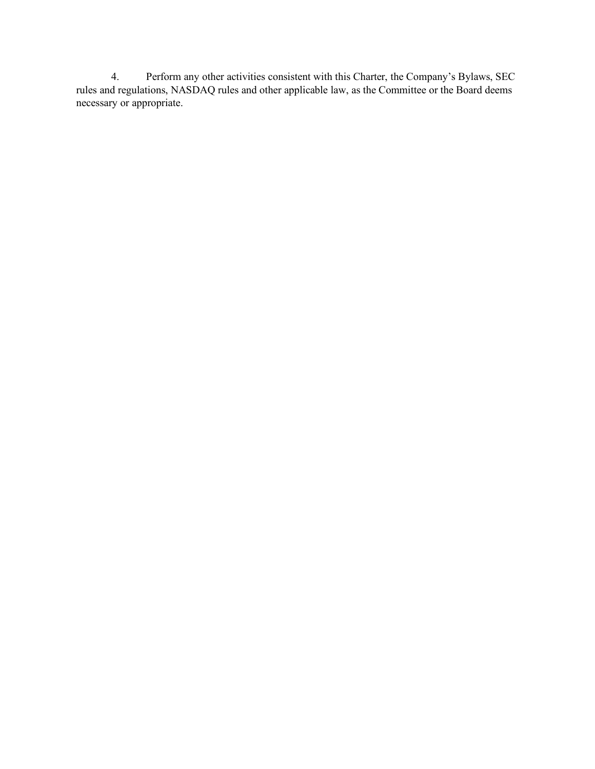4. Perform any other activities consistent with this Charter, the Company's Bylaws, SEC rules and regulations, NASDAQ rules and other applicable law, as the Committee or the Board deems necessary or appropriate.